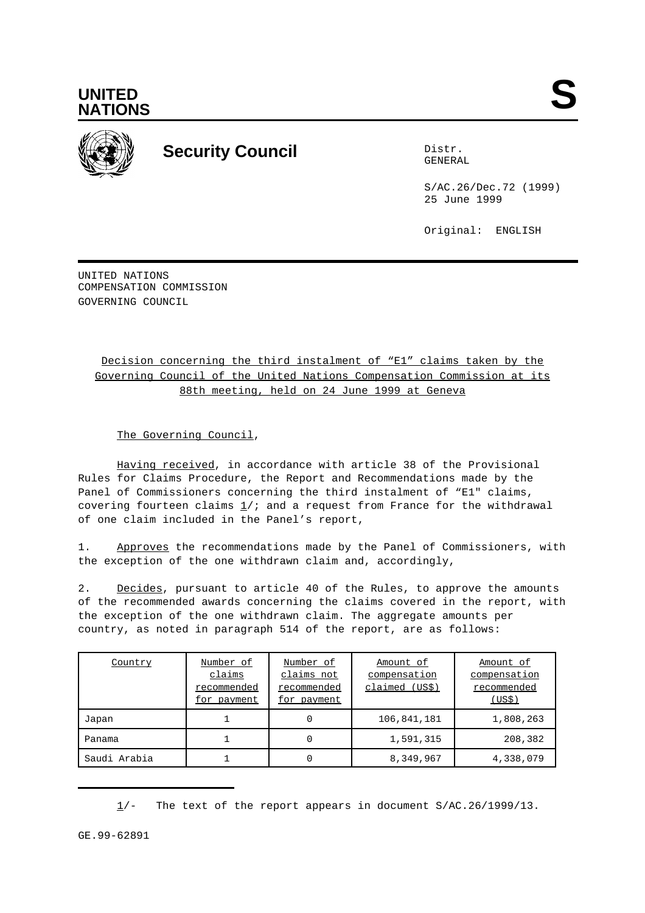UNITED NATIONS

S

Security Council

Distr.
GENERAL

S/AC.26/Dec.72 (1999)
25 June 1999

Original: ENGLISH

UNITED NATIONS
COMPENSATION COMMISSION
GOVERNING COUNCIL

Decision concerning the third instalment of “E1” claims taken by the Governing Council of the United Nations Compensation Commission at its 88th meeting, held on 24 June 1999 at Geneva

The Governing Council,

Having received, in accordance with article 38 of the Provisional Rules for Claims Procedure, the Report and Recommendations made by the Panel of Commissioners concerning the third instalment of “E1" claims, covering fourteen claims 1/; and a request from France for the withdrawal of one claim included in the Panel’s report,

1. Approves the recommendations made by the Panel of Commissioners, with the exception of the one withdrawn claim and, accordingly,

2. Decides, pursuant to article 40 of the Rules, to approve the amounts of the recommended awards concerning the claims covered in the report, with the exception of the one withdrawn claim. The aggregate amounts per country, as noted in paragraph 514 of the report, are as follows:

| Country | Number of claims recommended for payment | Number of claims not recommended for payment | Amount of compensation claimed (US$) | Amount of compensation recommended (US$) |
|---|---|---|---|---|
| Japan | 1 | 0 | 106,841,181 | 1,808,263 |
| Panama | 1 | 0 | 1,591,315 | 208,382 |
| Saudi Arabia | 1 | 0 | 8,349,967 | 4,338,079 |

1/- The text of the report appears in document S/AC.26/1999/13.

GE.99-62891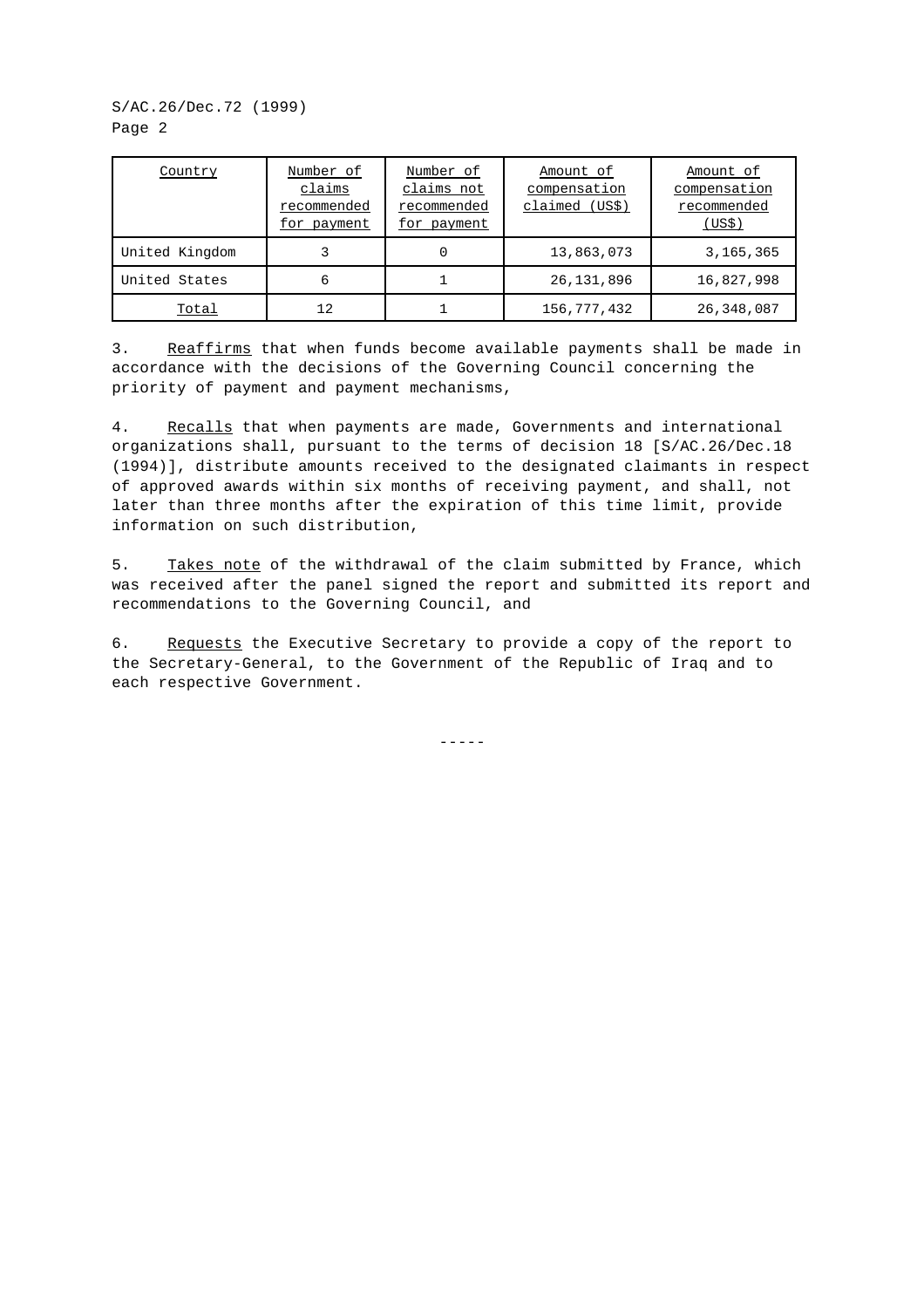| Country | Number of claims recommended for payment | Number of claims not recommended for payment | Amount of compensation claimed (US$) | Amount of compensation recommended (US$) |
| --- | --- | --- | --- | --- |
| United Kingdom | 3 | 0 | 13,863,073 | 3,165,365 |
| United States | 6 | 1 | 26,131,896 | 16,827,998 |
| Total | 12 | 1 | 156,777,432 | 26,348,087 |

3. Reaffirms that when funds become available payments shall be made in accordance with the decisions of the Governing Council concerning the priority of payment and payment mechanisms,

4. Recalls that when payments are made, Governments and international organizations shall, pursuant to the terms of decision 18 [S/AC.26/Dec.18 (1994)], distribute amounts received to the designated claimants in respect of approved awards within six months of receiving payment, and shall, not later than three months after the expiration of this time limit, provide information on such distribution,

5. Takes note of the withdrawal of the claim submitted by France, which was received after the panel signed the report and submitted its report and recommendations to the Governing Council, and

6. Requests the Executive Secretary to provide a copy of the report to the Secretary-General, to the Government of the Republic of Iraq and to each respective Government.

-----